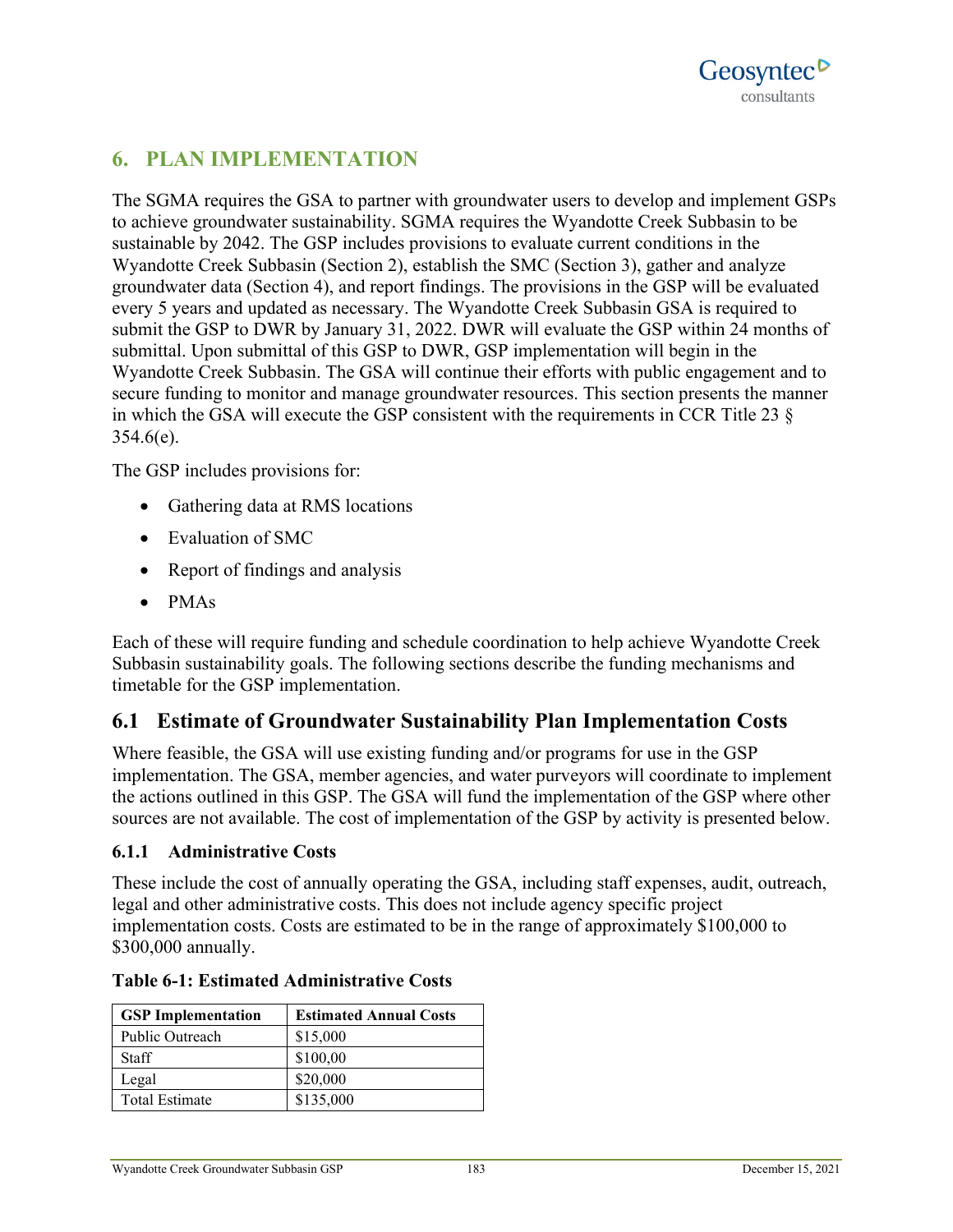# 6. PLAN IMPLEMENTATION

The SGMA requires the GSA to partner with groundwater users to develop and implement GSPs to achieve groundwater sustainability. SGMA requires the Wyandotte Creek Subbasin to be sustainable by 2042. The GSP includes provisions to evaluate current conditions in the Wyandotte Creek Subbasin (Section 2), establish the SMC (Section 3), gather and analyze groundwater data (Section 4), and report findings. The provisions in the GSP will be evaluated every 5 years and updated as necessary. The Wyandotte Creek Subbasin GSA is required to submit the GSP to DWR by January 31, 2022. DWR will evaluate the GSP within 24 months of submittal. Upon submittal of this GSP to DWR, GSP implementation will begin in the Wyandotte Creek Subbasin. The GSA will continue their efforts with public engagement and to secure funding to monitor and manage groundwater resources. This section presents the manner in which the GSA will execute the GSP consistent with the requirements in CCR Title 23 § 354.6(e).

The GSP includes provisions for:

- Gathering data at RMS locations
- Evaluation of SMC
- Report of findings and analysis
- PMAs

Each of these will require funding and schedule coordination to help achieve Wyandotte Creek Subbasin sustainability goals. The following sections describe the funding mechanisms and timetable for the GSP implementation.

## 6.1 Estimate of Groundwater Sustainability Plan Implementation Costs

Where feasible, the GSA will use existing funding and/or programs for use in the GSP implementation. The GSA, member agencies, and water purveyors will coordinate to implement the actions outlined in this GSP. The GSA will fund the implementation of the GSP where other sources are not available. The cost of implementation of the GSP by activity is presented below.

### 6.1.1 Administrative Costs

These include the cost of annually operating the GSA, including staff expenses, audit, outreach, legal and other administrative costs. This does not include agency specific project implementation costs. Costs are estimated to be in the range of approximately $100,000 to $300,000 annually.

**Table 6-1: Estimated Administrative Costs**

| GSP Implementation | Estimated Annual Costs |
|---|---|
| Public Outreach | $15,000 |
| Staff | $100,00 |
| Legal | $20,000 |
| Total Estimate | $135,000 |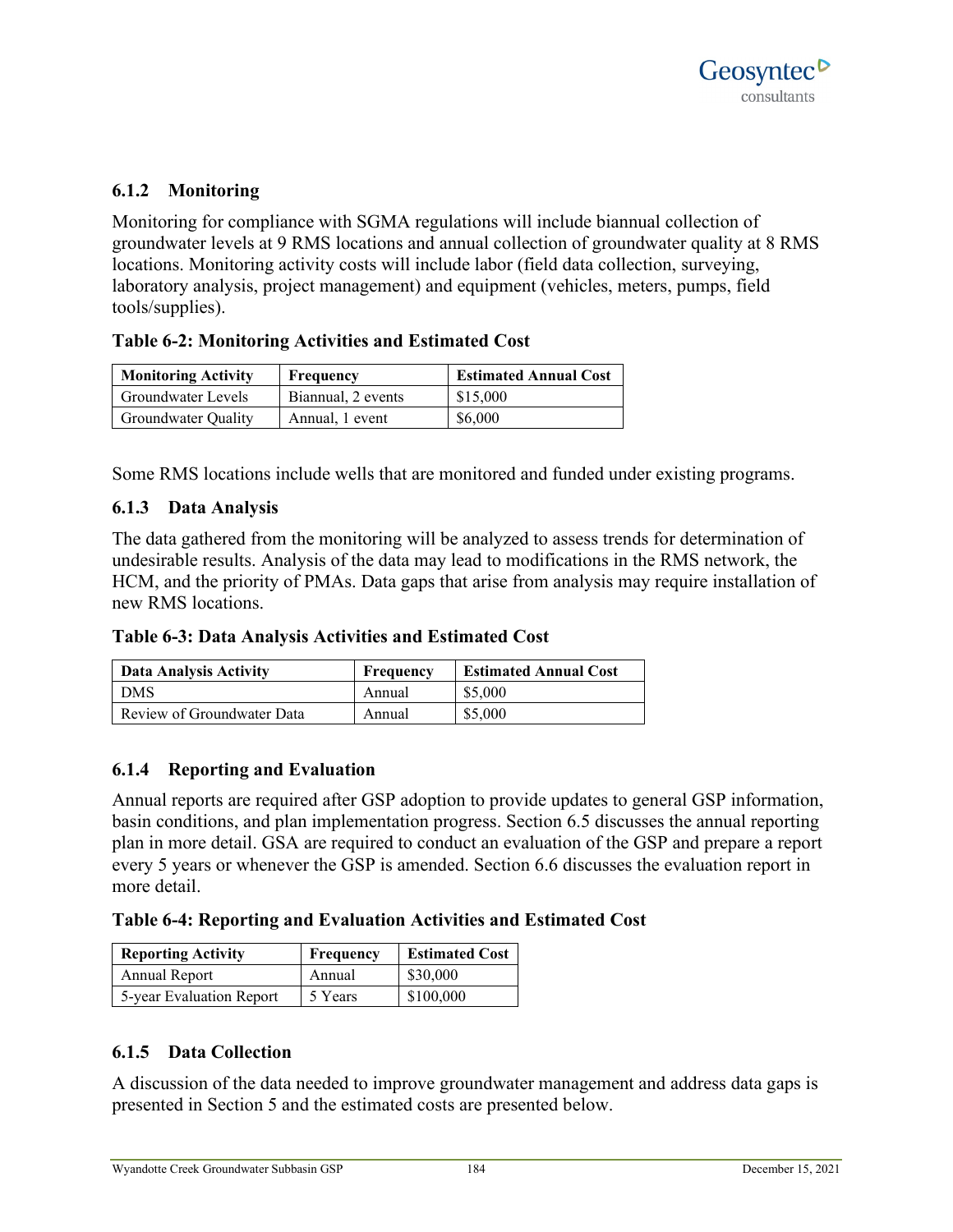### 6.1.2 Monitoring

Monitoring for compliance with SGMA regulations will include biannual collection of groundwater levels at 9 RMS locations and annual collection of groundwater quality at 8 RMS locations. Monitoring activity costs will include labor (field data collection, surveying, laboratory analysis, project management) and equipment (vehicles, meters, pumps, field tools/supplies).

**Table 6-2: Monitoring Activities and Estimated Cost**

| Monitoring Activity | Frequency | Estimated Annual Cost |
|---|---|---|
| Groundwater Levels | Biannual, 2 events | $15,000 |
| Groundwater Quality | Annual, 1 event | $6,000 |

Some RMS locations include wells that are monitored and funded under existing programs.

### 6.1.3 Data Analysis

The data gathered from the monitoring will be analyzed to assess trends for determination of undesirable results. Analysis of the data may lead to modifications in the RMS network, the HCM, and the priority of PMAs. Data gaps that arise from analysis may require installation of new RMS locations.

**Table 6-3: Data Analysis Activities and Estimated Cost**

| Data Analysis Activity | Frequency | Estimated Annual Cost |
|---|---|---|
| DMS | Annual | $5,000 |
| Review of Groundwater Data | Annual | $5,000 |

### 6.1.4 Reporting and Evaluation

Annual reports are required after GSP adoption to provide updates to general GSP information, basin conditions, and plan implementation progress. Section 6.5 discusses the annual reporting plan in more detail. GSA are required to conduct an evaluation of the GSP and prepare a report every 5 years or whenever the GSP is amended. Section 6.6 discusses the evaluation report in more detail.

**Table 6-4: Reporting and Evaluation Activities and Estimated Cost**

| Reporting Activity | Frequency | Estimated Cost |
|---|---|---|
| Annual Report | Annual | $30,000 |
| 5-year Evaluation Report | 5 Years | $100,000 |

### 6.1.5 Data Collection

A discussion of the data needed to improve groundwater management and address data gaps is presented in Section 5 and the estimated costs are presented below.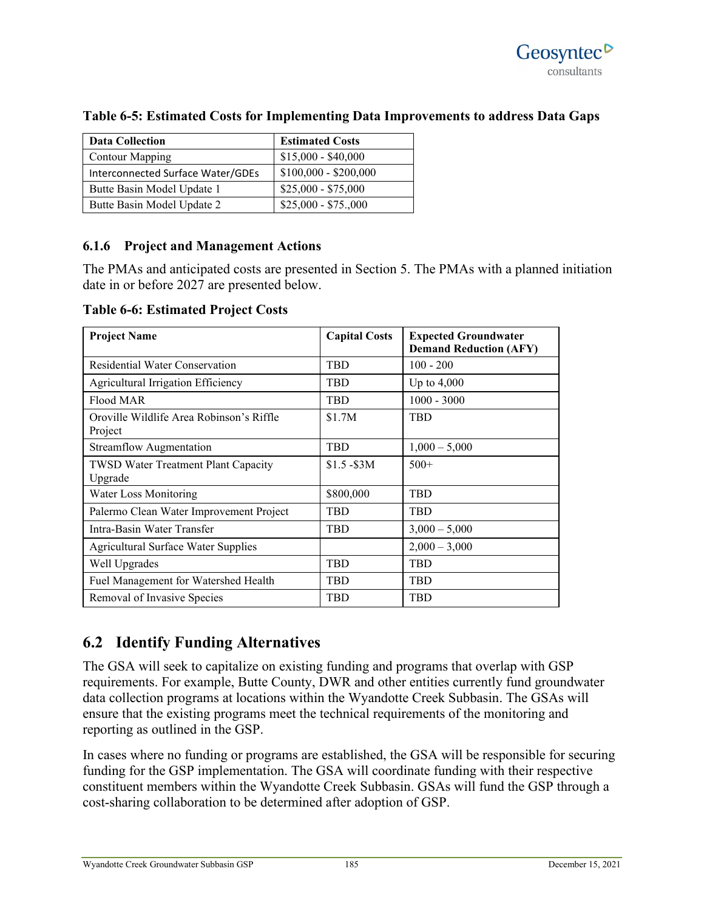**Table 6-5: Estimated Costs for Implementing Data Improvements to address Data Gaps**

| Data Collection | Estimated Costs |
| --- | --- |
| Contour Mapping | $15,000 - $40,000 |
| Interconnected Surface Water/GDEs | $100,000 - $200,000 |
| Butte Basin Model Update 1 | $25,000 - $75,000 |
| Butte Basin Model Update 2 | $25,000 - $75.,000 |

### 6.1.6 Project and Management Actions

The PMAs and anticipated costs are presented in Section 5. The PMAs with a planned initiation date in or before 2027 are presented below.

**Table 6-6: Estimated Project Costs**

| Project Name | Capital Costs | Expected Groundwater Demand Reduction (AFY) |
| --- | --- | --- |
| Residential Water Conservation | TBD | 100 - 200 |
| Agricultural Irrigation Efficiency | TBD | Up to 4,000 |
| Flood MAR | TBD | 1000 - 3000 |
| Oroville Wildlife Area Robinson's Riffle Project | $1.7M | TBD |
| Streamflow Augmentation | TBD | 1,000 – 5,000 |
| TWSD Water Treatment Plant Capacity Upgrade | $1.5 -$3M | 500+ |
| Water Loss Monitoring | $800,000 | TBD |
| Palermo Clean Water Improvement Project | TBD | TBD |
| Intra-Basin Water Transfer | TBD | 3,000 – 5,000 |
| Agricultural Surface Water Supplies | | 2,000 – 3,000 |
| Well Upgrades | TBD | TBD |
| Fuel Management for Watershed Health | TBD | TBD |
| Removal of Invasive Species | TBD | TBD |

## 6.2 Identify Funding Alternatives

The GSA will seek to capitalize on existing funding and programs that overlap with GSP requirements. For example, Butte County, DWR and other entities currently fund groundwater data collection programs at locations within the Wyandotte Creek Subbasin. The GSAs will ensure that the existing programs meet the technical requirements of the monitoring and reporting as outlined in the GSP.

In cases where no funding or programs are established, the GSA will be responsible for securing funding for the GSP implementation. The GSA will coordinate funding with their respective constituent members within the Wyandotte Creek Subbasin. GSAs will fund the GSP through a cost-sharing collaboration to be determined after adoption of GSP.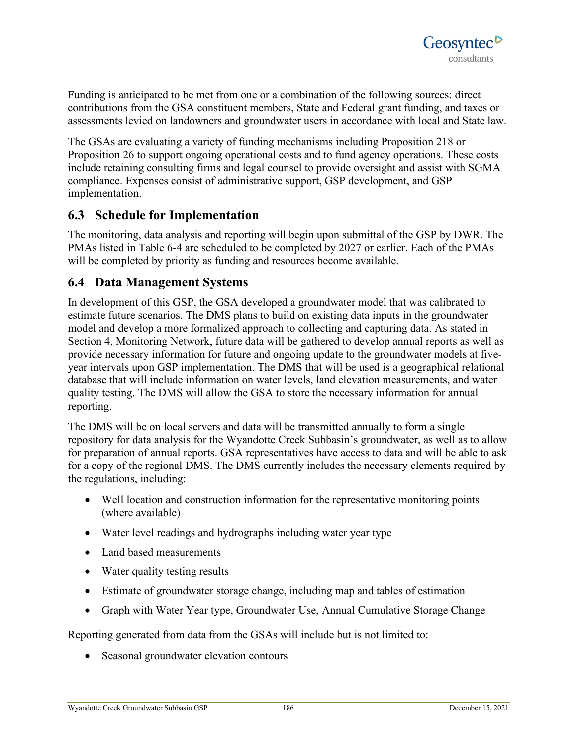Funding is anticipated to be met from one or a combination of the following sources: direct contributions from the GSA constituent members, State and Federal grant funding, and taxes or assessments levied on landowners and groundwater users in accordance with local and State law.

The GSAs are evaluating a variety of funding mechanisms including Proposition 218 or Proposition 26 to support ongoing operational costs and to fund agency operations. These costs include retaining consulting firms and legal counsel to provide oversight and assist with SGMA compliance. Expenses consist of administrative support, GSP development, and GSP implementation.

## 6.3 Schedule for Implementation

The monitoring, data analysis and reporting will begin upon submittal of the GSP by DWR. The PMAs listed in Table 6-4 are scheduled to be completed by 2027 or earlier. Each of the PMAs will be completed by priority as funding and resources become available.

## 6.4 Data Management Systems

In development of this GSP, the GSA developed a groundwater model that was calibrated to estimate future scenarios. The DMS plans to build on existing data inputs in the groundwater model and develop a more formalized approach to collecting and capturing data. As stated in Section 4, Monitoring Network, future data will be gathered to develop annual reports as well as provide necessary information for future and ongoing update to the groundwater models at five-year intervals upon GSP implementation. The DMS that will be used is a geographical relational database that will include information on water levels, land elevation measurements, and water quality testing. The DMS will allow the GSA to store the necessary information for annual reporting.

The DMS will be on local servers and data will be transmitted annually to form a single repository for data analysis for the Wyandotte Creek Subbasin's groundwater, as well as to allow for preparation of annual reports. GSA representatives have access to data and will be able to ask for a copy of the regional DMS. The DMS currently includes the necessary elements required by the regulations, including:

- Well location and construction information for the representative monitoring points (where available)
- Water level readings and hydrographs including water year type
- Land based measurements
- Water quality testing results
- Estimate of groundwater storage change, including map and tables of estimation
- Graph with Water Year type, Groundwater Use, Annual Cumulative Storage Change

Reporting generated from data from the GSAs will include but is not limited to:

- Seasonal groundwater elevation contours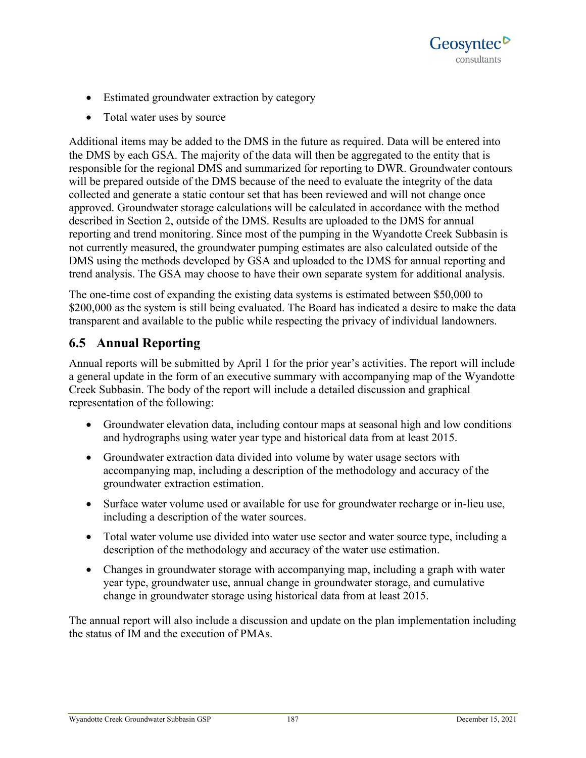- Estimated groundwater extraction by category
- Total water uses by source

Additional items may be added to the DMS in the future as required. Data will be entered into the DMS by each GSA. The majority of the data will then be aggregated to the entity that is responsible for the regional DMS and summarized for reporting to DWR. Groundwater contours will be prepared outside of the DMS because of the need to evaluate the integrity of the data collected and generate a static contour set that has been reviewed and will not change once approved. Groundwater storage calculations will be calculated in accordance with the method described in Section 2, outside of the DMS. Results are uploaded to the DMS for annual reporting and trend monitoring. Since most of the pumping in the Wyandotte Creek Subbasin is not currently measured, the groundwater pumping estimates are also calculated outside of the DMS using the methods developed by GSA and uploaded to the DMS for annual reporting and trend analysis. The GSA may choose to have their own separate system for additional analysis.

The one-time cost of expanding the existing data systems is estimated between $50,000 to $200,000 as the system is still being evaluated. The Board has indicated a desire to make the data transparent and available to the public while respecting the privacy of individual landowners.

## 6.5 Annual Reporting

Annual reports will be submitted by April 1 for the prior year's activities. The report will include a general update in the form of an executive summary with accompanying map of the Wyandotte Creek Subbasin. The body of the report will include a detailed discussion and graphical representation of the following:

- Groundwater elevation data, including contour maps at seasonal high and low conditions and hydrographs using water year type and historical data from at least 2015.
- Groundwater extraction data divided into volume by water usage sectors with accompanying map, including a description of the methodology and accuracy of the groundwater extraction estimation.
- Surface water volume used or available for use for groundwater recharge or in-lieu use, including a description of the water sources.
- Total water volume use divided into water use sector and water source type, including a description of the methodology and accuracy of the water use estimation.
- Changes in groundwater storage with accompanying map, including a graph with water year type, groundwater use, annual change in groundwater storage, and cumulative change in groundwater storage using historical data from at least 2015.

The annual report will also include a discussion and update on the plan implementation including the status of IM and the execution of PMAs.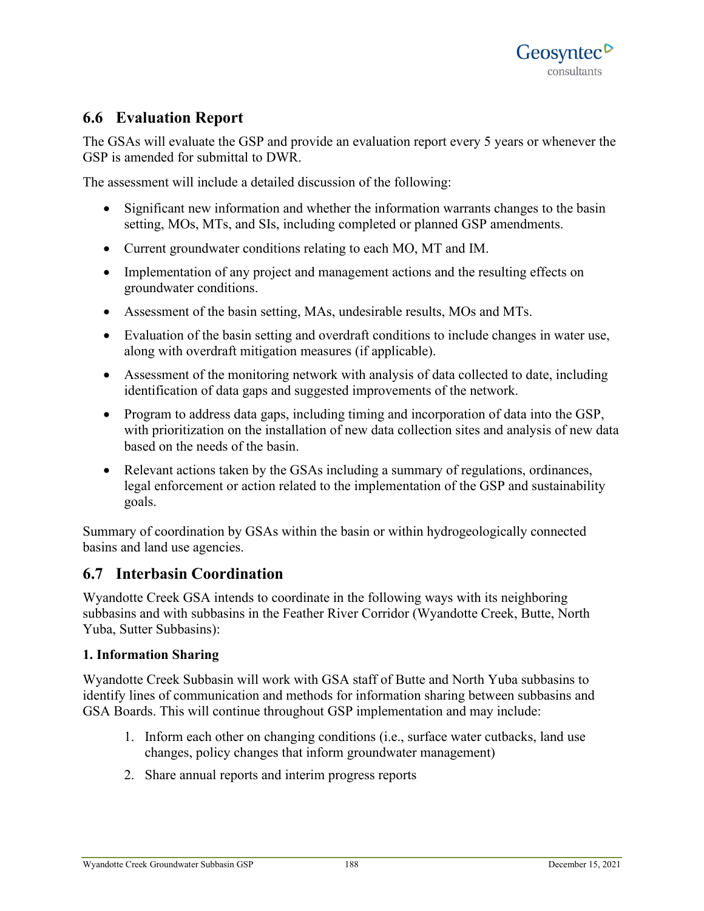## 6.6 Evaluation Report

The GSAs will evaluate the GSP and provide an evaluation report every 5 years or whenever the GSP is amended for submittal to DWR.

The assessment will include a detailed discussion of the following:

- Significant new information and whether the information warrants changes to the basin setting, MOs, MTs, and SIs, including completed or planned GSP amendments.
- Current groundwater conditions relating to each MO, MT and IM.
- Implementation of any project and management actions and the resulting effects on groundwater conditions.
- Assessment of the basin setting, MAs, undesirable results, MOs and MTs.
- Evaluation of the basin setting and overdraft conditions to include changes in water use, along with overdraft mitigation measures (if applicable).
- Assessment of the monitoring network with analysis of data collected to date, including identification of data gaps and suggested improvements of the network.
- Program to address data gaps, including timing and incorporation of data into the GSP, with prioritization on the installation of new data collection sites and analysis of new data based on the needs of the basin.
- Relevant actions taken by the GSAs including a summary of regulations, ordinances, legal enforcement or action related to the implementation of the GSP and sustainability goals.

Summary of coordination by GSAs within the basin or within hydrogeologically connected basins and land use agencies.

## 6.7 Interbasin Coordination

Wyandotte Creek GSA intends to coordinate in the following ways with its neighboring subbasins and with subbasins in the Feather River Corridor (Wyandotte Creek, Butte, North Yuba, Sutter Subbasins):

### 1. Information Sharing

Wyandotte Creek Subbasin will work with GSA staff of Butte and North Yuba subbasins to identify lines of communication and methods for information sharing between subbasins and GSA Boards. This will continue throughout GSP implementation and may include:

1. Inform each other on changing conditions (i.e., surface water cutbacks, land use changes, policy changes that inform groundwater management)
2. Share annual reports and interim progress reports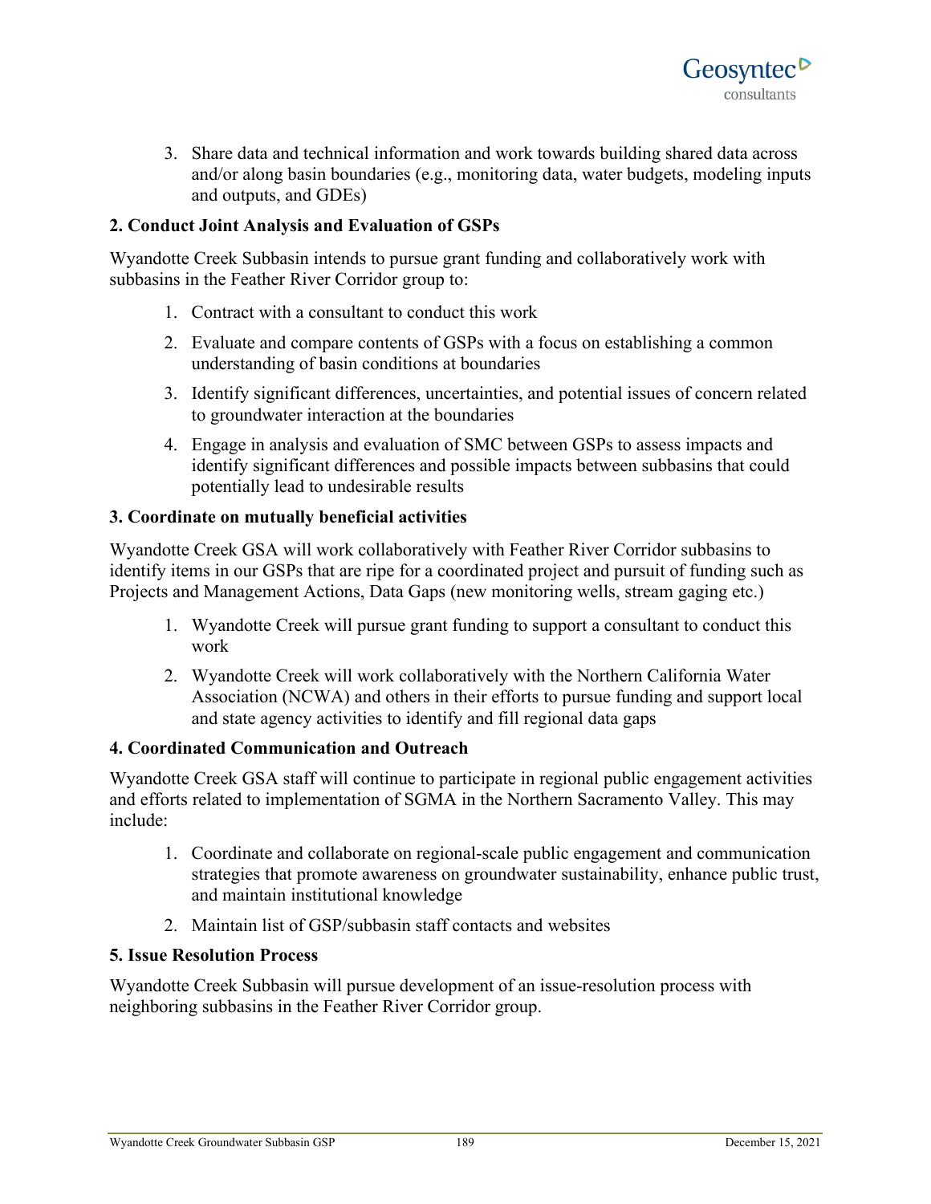3. Share data and technical information and work towards building shared data across and/or along basin boundaries (e.g., monitoring data, water budgets, modeling inputs and outputs, and GDEs)

**2. Conduct Joint Analysis and Evaluation of GSPs**

Wyandotte Creek Subbasin intends to pursue grant funding and collaboratively work with subbasins in the Feather River Corridor group to:

1. Contract with a consultant to conduct this work
2. Evaluate and compare contents of GSPs with a focus on establishing a common understanding of basin conditions at boundaries
3. Identify significant differences, uncertainties, and potential issues of concern related to groundwater interaction at the boundaries
4. Engage in analysis and evaluation of SMC between GSPs to assess impacts and identify significant differences and possible impacts between subbasins that could potentially lead to undesirable results

**3. Coordinate on mutually beneficial activities**

Wyandotte Creek GSA will work collaboratively with Feather River Corridor subbasins to identify items in our GSPs that are ripe for a coordinated project and pursuit of funding such as Projects and Management Actions, Data Gaps (new monitoring wells, stream gaging etc.)

1. Wyandotte Creek will pursue grant funding to support a consultant to conduct this work
2. Wyandotte Creek will work collaboratively with the Northern California Water Association (NCWA) and others in their efforts to pursue funding and support local and state agency activities to identify and fill regional data gaps

**4. Coordinated Communication and Outreach**

Wyandotte Creek GSA staff will continue to participate in regional public engagement activities and efforts related to implementation of SGMA in the Northern Sacramento Valley. This may include:

1. Coordinate and collaborate on regional-scale public engagement and communication strategies that promote awareness on groundwater sustainability, enhance public trust, and maintain institutional knowledge
2. Maintain list of GSP/subbasin staff contacts and websites

**5. Issue Resolution Process**

Wyandotte Creek Subbasin will pursue development of an issue-resolution process with neighboring subbasins in the Feather River Corridor group.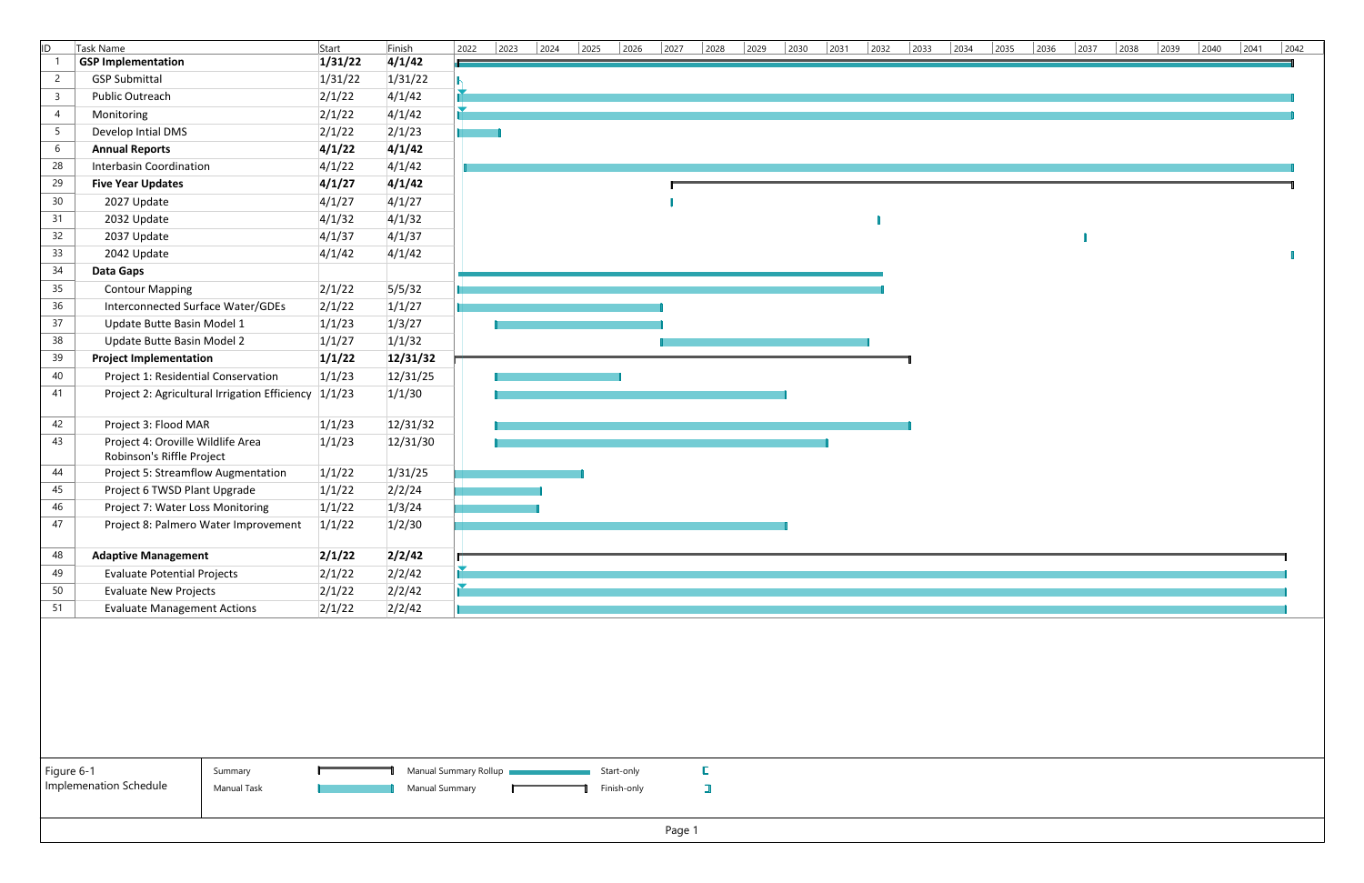| ID | Task Name | Start | Finish |
|---|---|---|---|
| 1 | **GSP Implementation** | **1/31/22** | **4/1/42** |
| 2 | GSP Submittal | 1/31/22 | 1/31/22 |
| 3 | Public Outreach | 2/1/22 | 4/1/42 |
| 4 | Monitoring | 2/1/22 | 4/1/42 |
| 5 | Develop Intial DMS | 2/1/22 | 2/1/23 |
| 6 | **Annual Reports** | **4/1/22** | **4/1/42** |
| 28 | Interbasin Coordination | 4/1/22 | 4/1/42 |
| 29 | **Five Year Updates** | **4/1/27** | **4/1/42** |
| 30 | 2027 Update | 4/1/27 | 4/1/27 |
| 31 | 2032 Update | 4/1/32 | 4/1/32 |
| 32 | 2037 Update | 4/1/37 | 4/1/37 |
| 33 | 2042 Update | 4/1/42 | 4/1/42 |
| 34 | **Data Gaps** | | |
| 35 | Contour Mapping | 2/1/22 | 5/5/32 |
| 36 | Interconnected Surface Water/GDEs | 2/1/22 | 1/1/27 |
| 37 | Update Butte Basin Model 1 | 1/1/23 | 1/3/27 |
| 38 | Update Butte Basin Model 2 | 1/1/27 | 1/1/32 |
| 39 | **Project Implementation** | **1/1/22** | **12/31/32** |
| 40 | Project 1: Residential Conservation | 1/1/23 | 12/31/25 |
| 41 | Project 2: Agricultural Irrigation Efficiency | 1/1/23 | 1/1/30 |
| 42 | Project 3: Flood MAR | 1/1/23 | 12/31/32 |
| 43 | Project 4: Oroville Wildlife Area Robinson's Riffle Project | 1/1/23 | 12/31/30 |
| 44 | Project 5: Streamflow Augmentation | 1/1/22 | 1/31/25 |
| 45 | Project 6 TWSD Plant Upgrade | 1/1/22 | 2/2/24 |
| 46 | Project 7: Water Loss Monitoring | 1/1/22 | 1/3/24 |
| 47 | Project 8: Palmero Water Improvement | 1/1/22 | 1/2/30 |
| 48 | **Adaptive Management** | **2/1/22** | **2/2/42** |
| 49 | Evaluate Potential Projects | 2/1/22 | 2/2/42 |
| 50 | Evaluate New Projects | 2/1/22 | 2/2/42 |
| 51 | Evaluate Management Actions | 2/1/22 | 2/2/42 |

Legend: Summary; Manual Task; Manual Summary Rollup; Manual Summary; Start-only; Finish-only

Figure 6-1
Implemenation Schedule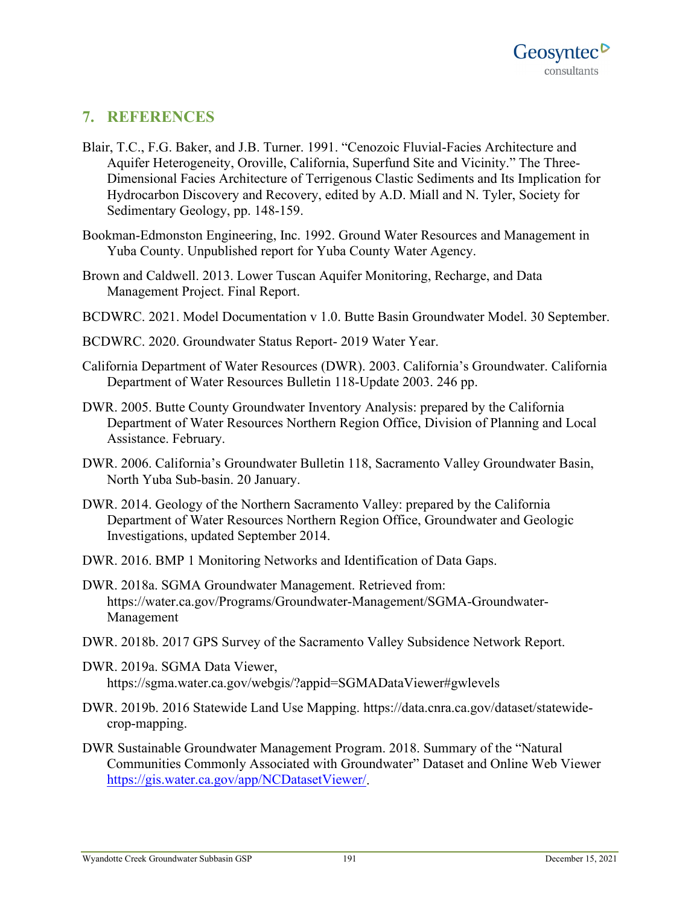## 7. REFERENCES

Blair, T.C., F.G. Baker, and J.B. Turner. 1991. "Cenozoic Fluvial-Facies Architecture and Aquifer Heterogeneity, Oroville, California, Superfund Site and Vicinity." The Three-Dimensional Facies Architecture of Terrigenous Clastic Sediments and Its Implication for Hydrocarbon Discovery and Recovery, edited by A.D. Miall and N. Tyler, Society for Sedimentary Geology, pp. 148-159.

Bookman-Edmonston Engineering, Inc. 1992. Ground Water Resources and Management in Yuba County. Unpublished report for Yuba County Water Agency.

Brown and Caldwell. 2013. Lower Tuscan Aquifer Monitoring, Recharge, and Data Management Project. Final Report.

BCDWRC. 2021. Model Documentation v 1.0. Butte Basin Groundwater Model. 30 September.

BCDWRC. 2020. Groundwater Status Report- 2019 Water Year.

California Department of Water Resources (DWR). 2003. California's Groundwater. California Department of Water Resources Bulletin 118-Update 2003. 246 pp.

DWR. 2005. Butte County Groundwater Inventory Analysis: prepared by the California Department of Water Resources Northern Region Office, Division of Planning and Local Assistance. February.

DWR. 2006. California's Groundwater Bulletin 118, Sacramento Valley Groundwater Basin, North Yuba Sub-basin. 20 January.

DWR. 2014. Geology of the Northern Sacramento Valley: prepared by the California Department of Water Resources Northern Region Office, Groundwater and Geologic Investigations, updated September 2014.

DWR. 2016. BMP 1 Monitoring Networks and Identification of Data Gaps.

DWR. 2018a. SGMA Groundwater Management. Retrieved from: https://water.ca.gov/Programs/Groundwater-Management/SGMA-Groundwater-Management

DWR. 2018b. 2017 GPS Survey of the Sacramento Valley Subsidence Network Report.

DWR. 2019a. SGMA Data Viewer, https://sgma.water.ca.gov/webgis/?appid=SGMADataViewer#gwlevels

DWR. 2019b. 2016 Statewide Land Use Mapping. https://data.cnra.ca.gov/dataset/statewide-crop-mapping.

DWR Sustainable Groundwater Management Program. 2018. Summary of the "Natural Communities Commonly Associated with Groundwater" Dataset and Online Web Viewer https://gis.water.ca.gov/app/NCDatasetViewer/.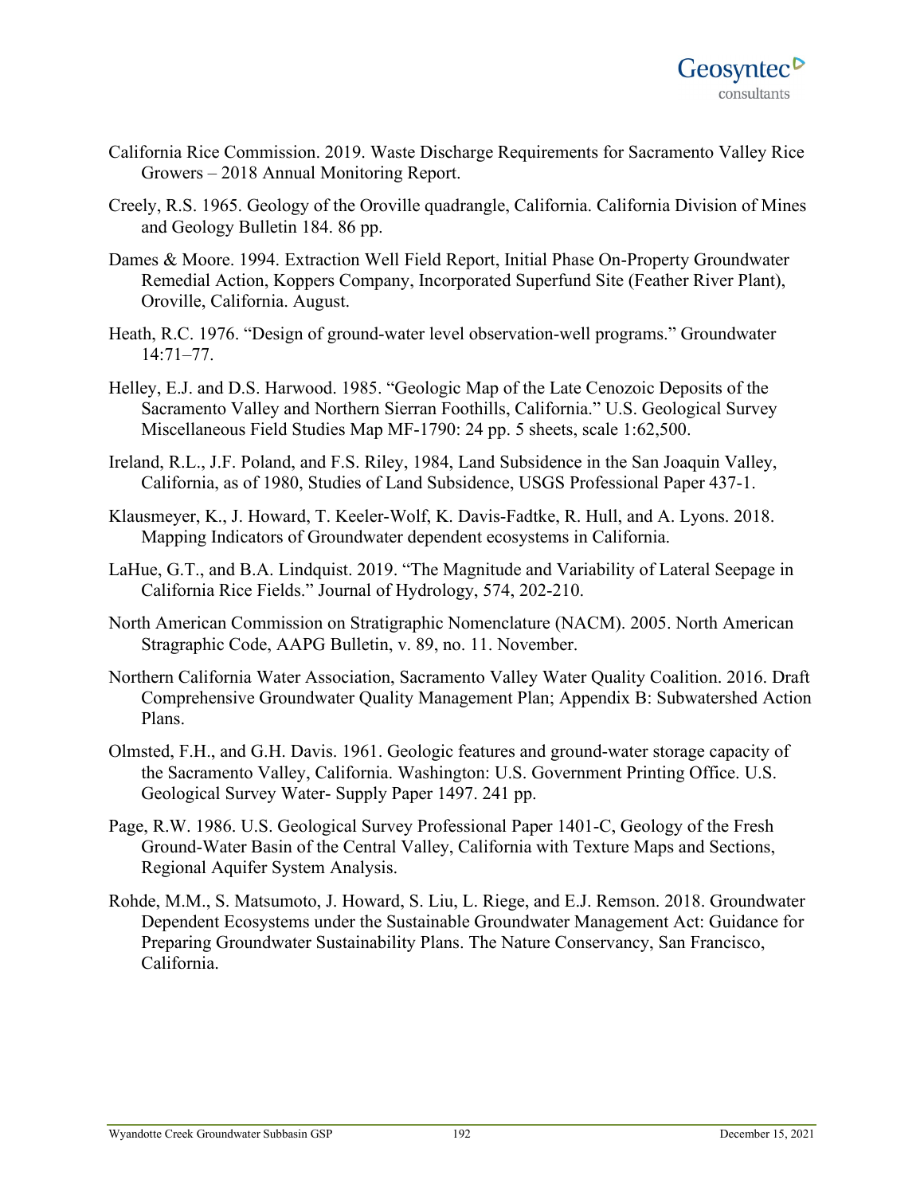California Rice Commission. 2019. Waste Discharge Requirements for Sacramento Valley Rice Growers – 2018 Annual Monitoring Report.

Creely, R.S. 1965. Geology of the Oroville quadrangle, California. California Division of Mines and Geology Bulletin 184. 86 pp.

Dames & Moore. 1994. Extraction Well Field Report, Initial Phase On-Property Groundwater Remedial Action, Koppers Company, Incorporated Superfund Site (Feather River Plant), Oroville, California. August.

Heath, R.C. 1976. "Design of ground-water level observation-well programs." Groundwater 14:71–77.

Helley, E.J. and D.S. Harwood. 1985. "Geologic Map of the Late Cenozoic Deposits of the Sacramento Valley and Northern Sierran Foothills, California." U.S. Geological Survey Miscellaneous Field Studies Map MF-1790: 24 pp. 5 sheets, scale 1:62,500.

Ireland, R.L., J.F. Poland, and F.S. Riley, 1984, Land Subsidence in the San Joaquin Valley, California, as of 1980, Studies of Land Subsidence, USGS Professional Paper 437-1.

Klausmeyer, K., J. Howard, T. Keeler-Wolf, K. Davis-Fadtke, R. Hull, and A. Lyons. 2018. Mapping Indicators of Groundwater dependent ecosystems in California.

LaHue, G.T., and B.A. Lindquist. 2019. "The Magnitude and Variability of Lateral Seepage in California Rice Fields." Journal of Hydrology, 574, 202-210.

North American Commission on Stratigraphic Nomenclature (NACM). 2005. North American Stragraphic Code, AAPG Bulletin, v. 89, no. 11. November.

Northern California Water Association, Sacramento Valley Water Quality Coalition. 2016. Draft Comprehensive Groundwater Quality Management Plan; Appendix B: Subwatershed Action Plans.

Olmsted, F.H., and G.H. Davis. 1961. Geologic features and ground-water storage capacity of the Sacramento Valley, California. Washington: U.S. Government Printing Office. U.S. Geological Survey Water- Supply Paper 1497. 241 pp.

Page, R.W. 1986. U.S. Geological Survey Professional Paper 1401-C, Geology of the Fresh Ground-Water Basin of the Central Valley, California with Texture Maps and Sections, Regional Aquifer System Analysis.

Rohde, M.M., S. Matsumoto, J. Howard, S. Liu, L. Riege, and E.J. Remson. 2018. Groundwater Dependent Ecosystems under the Sustainable Groundwater Management Act: Guidance for Preparing Groundwater Sustainability Plans. The Nature Conservancy, San Francisco, California.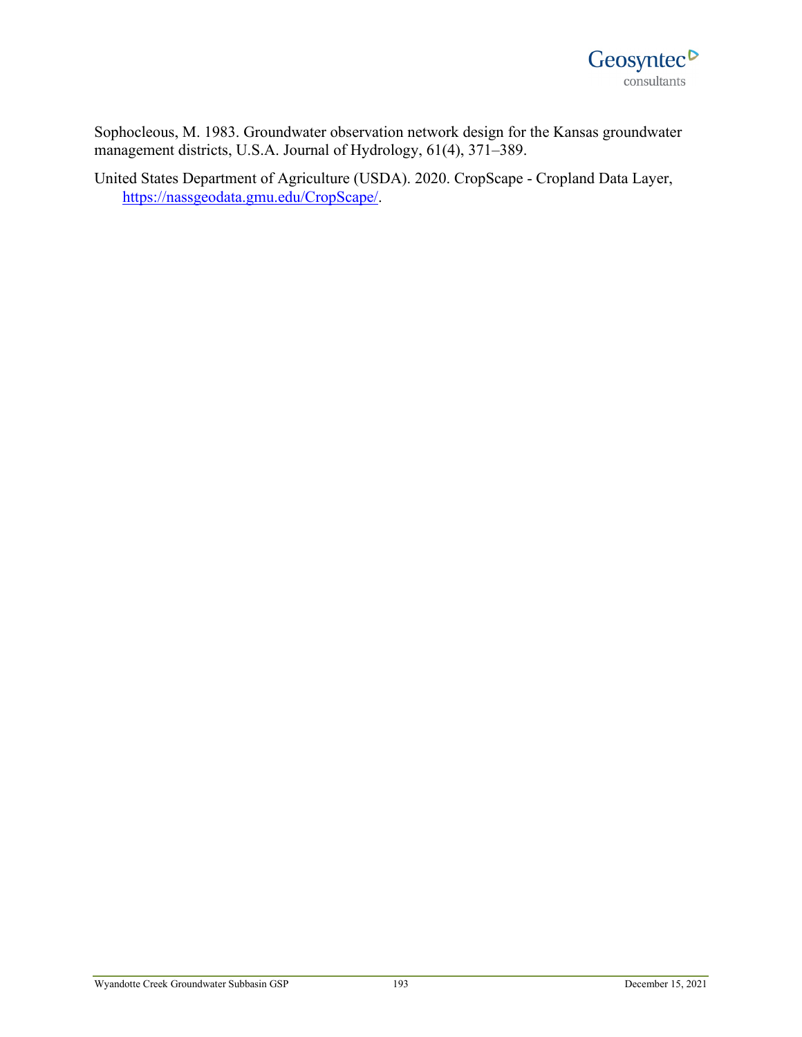Sophocleous, M. 1983. Groundwater observation network design for the Kansas groundwater management districts, U.S.A. Journal of Hydrology, 61(4), 371–389.

United States Department of Agriculture (USDA). 2020. CropScape - Cropland Data Layer, https://nassgeodata.gmu.edu/CropScape/.